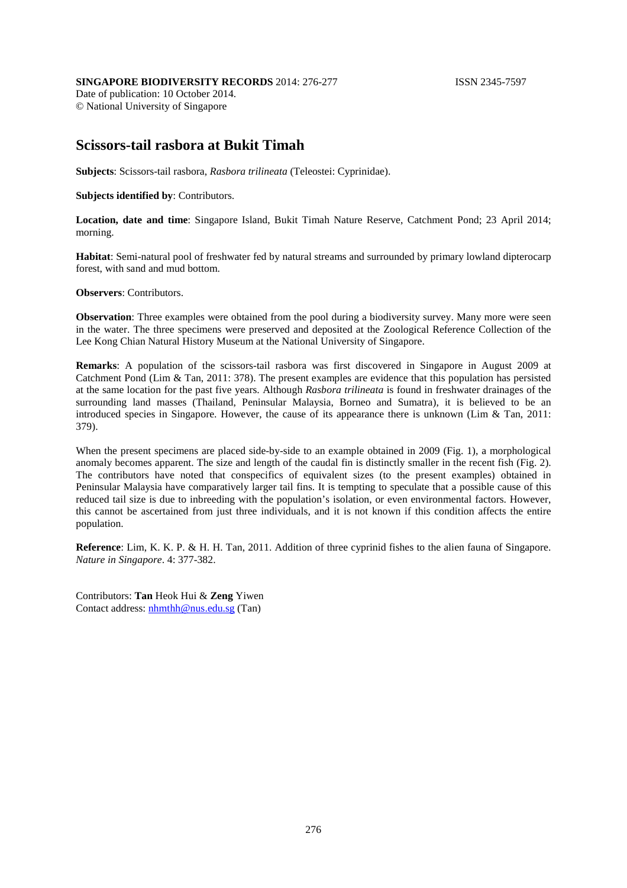**SINGAPORE BIODIVERSITY RECORDS** 2014: 276-277 ISSN 2345-7597
Date of publication: 10 October 2014.
© National University of Singapore

# Scissors-tail rasbora at Bukit Timah

**Subjects**: Scissors-tail rasbora, *Rasbora trilineata* (Teleostei: Cyprinidae).

**Subjects identified by**: Contributors.

**Location, date and time**: Singapore Island, Bukit Timah Nature Reserve, Catchment Pond; 23 April 2014; morning.

**Habitat**: Semi-natural pool of freshwater fed by natural streams and surrounded by primary lowland dipterocarp forest, with sand and mud bottom.

**Observers**: Contributors.

**Observation**: Three examples were obtained from the pool during a biodiversity survey. Many more were seen in the water. The three specimens were preserved and deposited at the Zoological Reference Collection of the Lee Kong Chian Natural History Museum at the National University of Singapore.

**Remarks**: A population of the scissors-tail rasbora was first discovered in Singapore in August 2009 at Catchment Pond (Lim & Tan, 2011: 378). The present examples are evidence that this population has persisted at the same location for the past five years. Although *Rasbora trilineata* is found in freshwater drainages of the surrounding land masses (Thailand, Peninsular Malaysia, Borneo and Sumatra), it is believed to be an introduced species in Singapore. However, the cause of its appearance there is unknown (Lim & Tan, 2011: 379).

When the present specimens are placed side-by-side to an example obtained in 2009 (Fig. 1), a morphological anomaly becomes apparent. The size and length of the caudal fin is distinctly smaller in the recent fish (Fig. 2). The contributors have noted that conspecifics of equivalent sizes (to the present examples) obtained in Peninsular Malaysia have comparatively larger tail fins. It is tempting to speculate that a possible cause of this reduced tail size is due to inbreeding with the population's isolation, or even environmental factors. However, this cannot be ascertained from just three individuals, and it is not known if this condition affects the entire population.

**Reference**: Lim, K. K. P. & H. H. Tan, 2011. Addition of three cyprinid fishes to the alien fauna of Singapore. *Nature in Singapore*. 4: 377-382.

Contributors: **Tan** Heok Hui & **Zeng** Yiwen
Contact address: nhmthh@nus.edu.sg (Tan)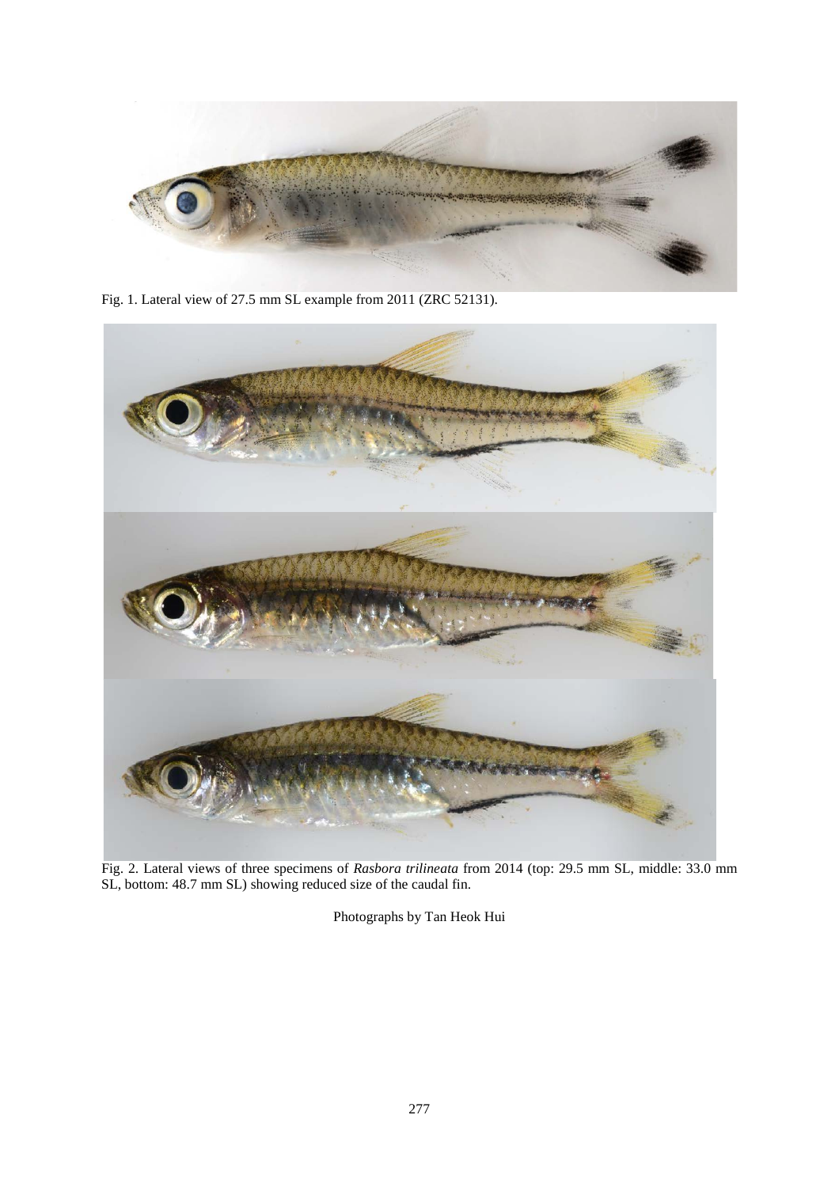Fig. 1. Lateral view of 27.5 mm SL example from 2011 (ZRC 52131).

Fig. 2. Lateral views of three specimens of *Rasbora trilineata* from 2014 (top: 29.5 mm SL, middle: 33.0 mm SL, bottom: 48.7 mm SL) showing reduced size of the caudal fin.

Photographs by Tan Heok Hui